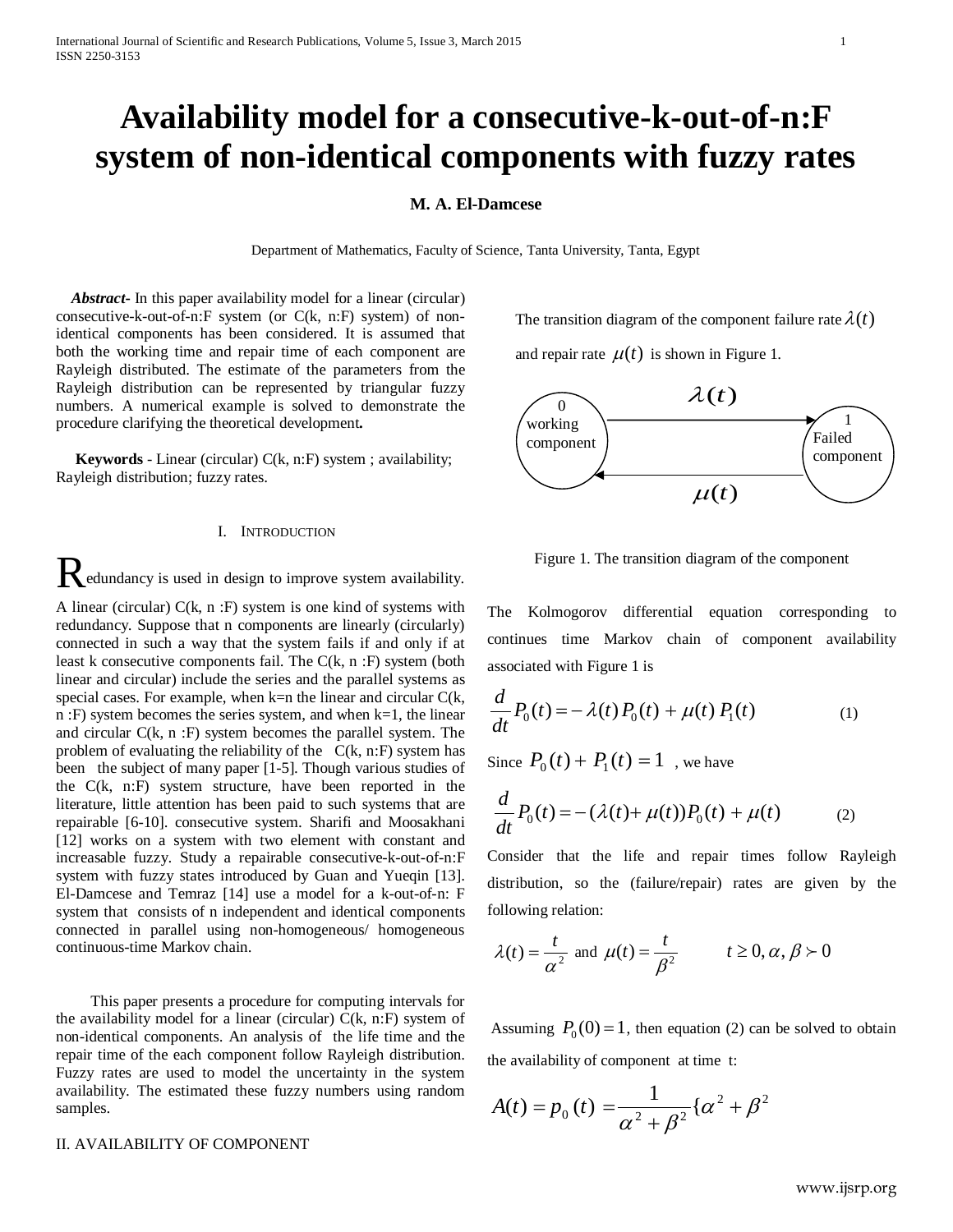# Availability model for a consecutive-k-out-of-n:F system of non-identical components with fuzzy rates

**M. A. El-Damcese**

Department of Mathematics, Faculty of Science, Tanta University, Tanta, Egypt

***Abstract-*** In this paper availability model for a linear (circular) consecutive-k-out-of-n:F system (or C(k, n:F) system) of non-identical components has been considered. It is assumed that both the working time and repair time of each component are Rayleigh distributed. The estimate of the parameters from the Rayleigh distribution can be represented by triangular fuzzy numbers. A numerical example is solved to demonstrate the procedure clarifying the theoretical development**.**

**Keywords** - Linear (circular) C(k, n:F) system ; availability; Rayleigh distribution; fuzzy rates.

## I. Introduction

Redundancy is used in design to improve system availability. A linear (circular) C(k, n :F) system is one kind of systems with redundancy. Suppose that n components are linearly (circularly) connected in such a way that the system fails if and only if at least k consecutive components fail. The C(k, n :F) system (both linear and circular) include the series and the parallel systems as special cases. For example, when k=n the linear and circular C(k, n :F) system becomes the series system, and when k=1, the linear and circular C(k, n :F) system becomes the parallel system. The problem of evaluating the reliability of the C(k, n:F) system has been the subject of many paper [1-5]. Though various studies of the C(k, n:F) system structure, have been reported in the literature, little attention has been paid to such systems that are repairable [6-10]. consecutive system. Sharifi and Moosakhani [12] works on a system with two element with constant and increasable fuzzy. Study a repairable consecutive-k-out-of-n:F system with fuzzy states introduced by Guan and Yueqin [13]. El-Damcese and Temraz [14] use a model for a k-out-of-n: F system that consists of n independent and identical components connected in parallel using non-homogeneous/ homogeneous continuous-time Markov chain.

This paper presents a procedure for computing intervals for the availability model for a linear (circular) C(k, n:F) system of non-identical components. An analysis of the life time and the repair time of the each component follow Rayleigh distribution. Fuzzy rates are used to model the uncertainty in the system availability. The estimated these fuzzy numbers using random samples.

## II. AVAILABILITY OF COMPONENT

The transition diagram of the component failure rate $\lambda(t)$ and repair rate $\mu(t)$ is shown in Figure 1.

Figure 1. The transition diagram of the component

The Kolmogorov differential equation corresponding to continues time Markov chain of component availability associated with Figure 1 is

$$\frac{d}{dt}P_0(t) = -\lambda(t)P_0(t) + \mu(t)P_1(t) \qquad (1)$$

Since $P_0(t) + P_1(t) = 1$ , we have

$$\frac{d}{dt}P_0(t) = -(\lambda(t) + \mu(t))P_0(t) + \mu(t) \qquad (2)$$

Consider that the life and repair times follow Rayleigh distribution, so the (failure/repair) rates are given by the following relation:

$$\lambda(t) = \frac{t}{\alpha^2} \text{ and } \mu(t) = \frac{t}{\beta^2} \qquad t \geq 0, \alpha, \beta \succ 0$$

Assuming $P_0(0) = 1$, then equation (2) can be solved to obtain the availability of component at time t:

$$A(t) = p_0(t) = \frac{1}{\alpha^2 + \beta^2}\{\alpha^2 + \beta^2$$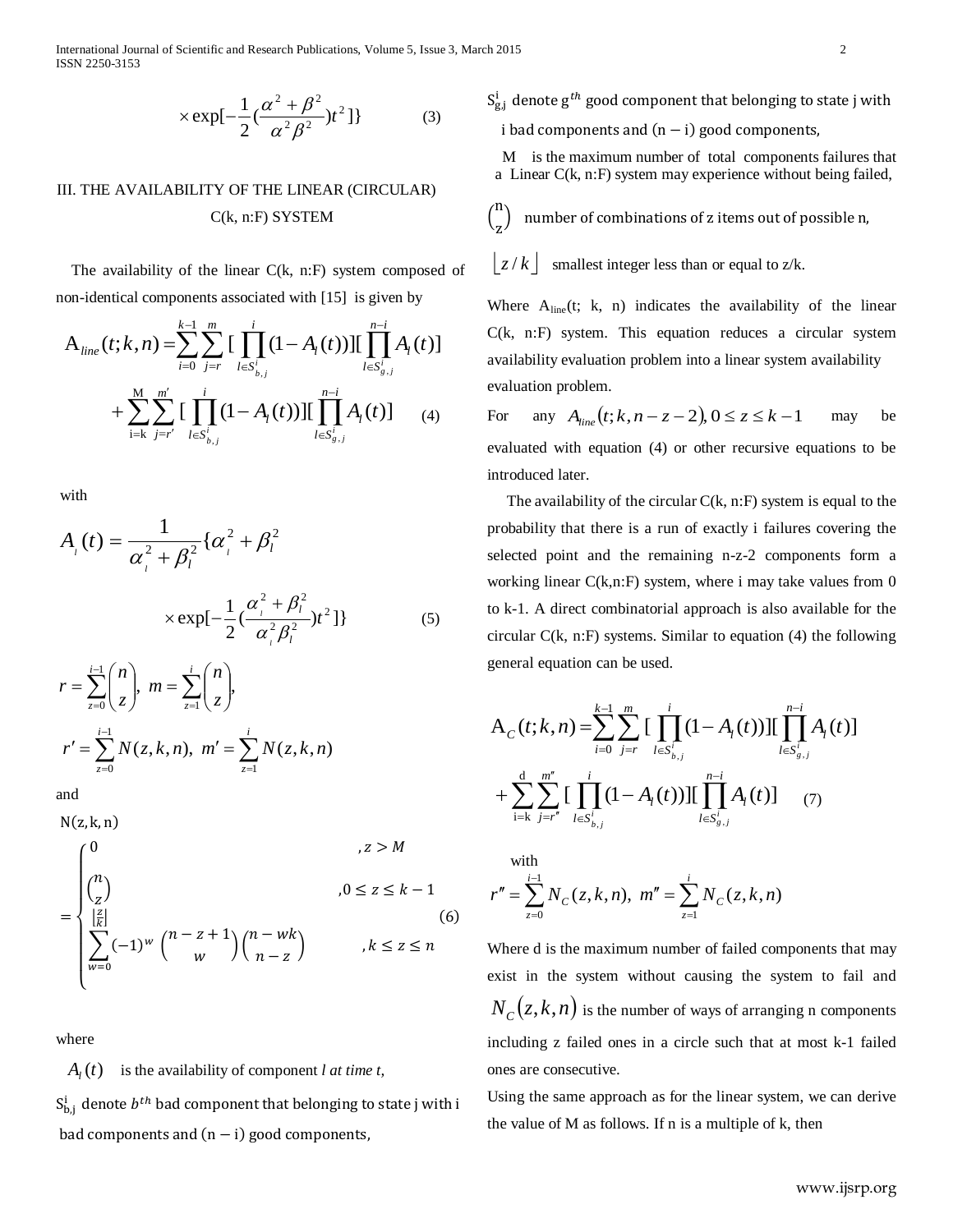$$\times \exp[-\frac{1}{2}(\frac{\alpha^2+\beta^2}{\alpha^2\beta^2})t^2]\} \qquad (3)$$

## III. THE AVAILABILITY OF THE LINEAR (CIRCULAR) C(k, n:F) SYSTEM

The availability of the linear C(k, n:F) system composed of non-identical components associated with [15] is given by

$$A_{line}(t;k,n) = \sum_{i=0}^{k-1}\sum_{j=r}^{m}[\prod_{l\in S_{b,j}^{i}}^{i}(1-A_l(t))][\prod_{l\in S_{g,j}^{i}}^{n-i}A_l(t)] + \sum_{i=k}^{M}\sum_{j=r'}^{m'}[\prod_{l\in S_{b,j}^{i}}^{i}(1-A_l(t))][\prod_{l\in S_{g,j}^{i}}^{n-i}A_l(t)] \qquad (4)$$

with

$$A_l(t) = \frac{1}{\alpha_l^2+\beta_l^2}\{\alpha_l^2+\beta_l^2 \times \exp[-\frac{1}{2}(\frac{\alpha_l^2+\beta_l^2}{\alpha_l^2\beta_l^2})t^2]\} \qquad (5)$$

$$r = \sum_{z=0}^{i-1}\binom{n}{z},\ m = \sum_{z=1}^{i}\binom{n}{z},$$

$$r' = \sum_{z=0}^{i-1}N(z,k,n),\ m' = \sum_{z=1}^{i}N(z,k,n)$$

and

$$N(z,k,n) = \begin{cases} 0 & ,z > M \\ \binom{n}{z} & ,0 \le z \le k-1 \\ \sum_{w=0}^{\lfloor \frac{z}{k} \rfloor}(-1)^w\binom{n-z+1}{w}\binom{n-wk}{n-z} & ,k \le z \le n \end{cases} \qquad (6)$$

where

$A_l(t)$ is the availability of component *l at time t,*

$S_{b,j}^{i}$ denote $b^{th}$ bad component that belonging to state j with i bad components and $(n-i)$ good components,

$S_{g,j}^{i}$ denote $g^{th}$ good component that belonging to state j with i bad components and $(n-i)$ good components,

M is the maximum number of total components failures that a Linear C(k, n:F) system may experience without being failed,

$\binom{n}{z}$ number of combinations of z items out of possible n,

$\lfloor z/k \rfloor$ smallest integer less than or equal to z/k.

Where $A_{line}(t;\ k,\ n)$ indicates the availability of the linear C(k, n:F) system. This equation reduces a circular system availability evaluation problem into a linear system availability evaluation problem.

For any $A_{line}(t;k,n-z-2), 0 \le z \le k-1$ may be evaluated with equation (4) or other recursive equations to be introduced later.

The availability of the circular C(k, n:F) system is equal to the probability that there is a run of exactly i failures covering the selected point and the remaining n-z-2 components form a working linear C(k,n:F) system, where i may take values from 0 to k-1. A direct combinatorial approach is also available for the circular C(k, n:F) systems. Similar to equation (4) the following general equation can be used.

$$A_C(t;k,n) = \sum_{i=0}^{k-1}\sum_{j=r}^{m}[\prod_{l\in S_{b,j}^{i}}^{i}(1-A_l(t))][\prod_{l\in S_{g,j}^{i}}^{n-i}A_l(t)] + \sum_{i=k}^{d}\sum_{j=r''}^{m''}[\prod_{l\in S_{b,j}^{i}}^{i}(1-A_l(t))][\prod_{l\in S_{g,j}^{i}}^{n-i}A_l(t)] \qquad (7)$$

with

$$r'' = \sum_{z=0}^{i-1}N_C(z,k,n),\ m'' = \sum_{z=1}^{i}N_C(z,k,n)$$

Where d is the maximum number of failed components that may exist in the system without causing the system to fail and $N_C(z,k,n)$ is the number of ways of arranging n components including z failed ones in a circle such that at most k-1 failed ones are consecutive.

Using the same approach as for the linear system, we can derive the value of M as follows. If n is a multiple of k, then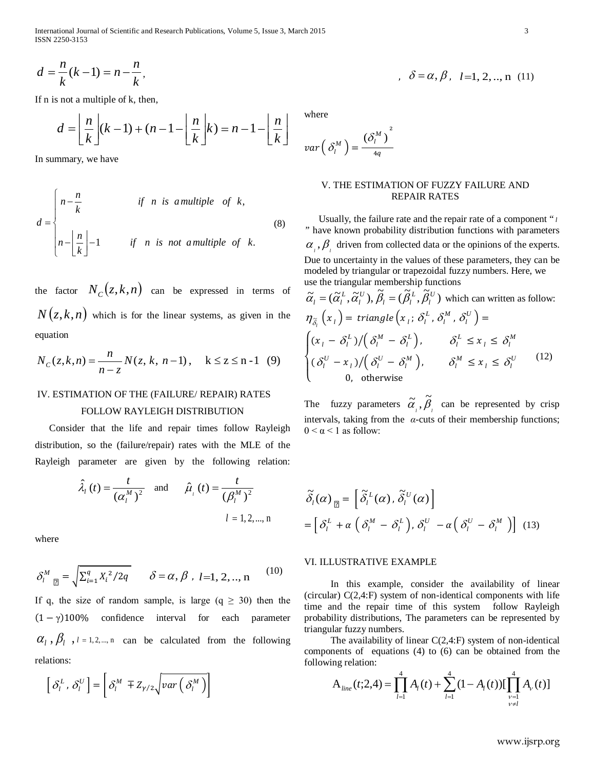$$d = \frac{n}{k}(k-1) = n - \frac{n}{k},$$

If n is not a multiple of k, then,

$$d = \left\lfloor \frac{n}{k} \right\rfloor (k-1) + (n-1-\left\lfloor \frac{n}{k} \right\rfloor k) = n-1-\left\lfloor \frac{n}{k} \right\rfloor$$

In summary, we have

$$d = \begin{cases} n - \dfrac{n}{k} & \text{if } \; n \; \text{is a multiple of } \; k, \\ \\ n - \left\lfloor \dfrac{n}{k} \right\rfloor - 1 & \text{if } \; n \; \text{is not a multiple of } \; k. \end{cases} \tag{8}$$

the factor $N_C(z,k,n)$ can be expressed in terms of $N(z,k,n)$ which is for the linear systems, as given in the equation

$$N_C(z,k,n) = \frac{n}{n-z} N(z,k,n-1), \quad k \le z \le n-1 \tag{9}$$

## IV. ESTIMATION OF THE (FAILURE/ REPAIR) RATES FOLLOW RAYLEIGH DISTRIBUTION

Consider that the life and repair times follow Rayleigh distribution, so the (failure/repair) rates with the MLE of the Rayleigh parameter are given by the following relation:

$$\hat{\lambda}_l(t) = \frac{t}{(\alpha_l^M)^2} \quad \text{and} \quad \hat{\mu}_l(t) = \frac{t}{(\beta_l^M)^2}$$

$$l = 1, 2, \ldots, n$$

where

$$\delta_l^M = \sqrt{\sum_{i=1}^{q} X_i^2 / 2q} \qquad \delta = \alpha, \beta, \; l = 1, 2, .., n \tag{10}$$

If q, the size of random sample, is large ($q \geq 30$) then the $(1-\gamma)100\%$ confidence interval for each parameter $\alpha_l, \beta_l$, $l = 1, 2, \ldots, n$ can be calculated from the following relations:

$$\left[ \delta_l^L, \delta_l^U \right] = \left[ \delta_l^M \mp Z_{\gamma/2} \sqrt{var\left( \delta_l^M \right)} \right], \quad \delta = \alpha, \beta, \; l = 1, 2, .., n \tag{11}$$

where

$$var\left( \delta_l^M \right) = \frac{(\delta_l^M)^2}{4q}$$

## V. THE ESTIMATION OF FUZZY FAILURE AND REPAIR RATES

Usually, the failure rate and the repair rate of a component "$l$" have known probability distribution functions with parameters $\alpha_l, \beta_l$ driven from collected data or the opinions of the experts. Due to uncertainty in the values of these parameters, they can be modeled by triangular or trapezoidal fuzzy numbers. Here, we use the triangular membership functions $\tilde{\alpha}_l = (\tilde{\alpha}_l^L, \tilde{\alpha}_l^U), \tilde{\beta}_l = (\tilde{\beta}_l^L, \tilde{\beta}_l^U)$ which can written as follow:

$$\eta_{\tilde{\delta}_l}(x_l) = triangle\left(x_l; \delta_l^L, \delta_l^M, \delta_l^U\right) = \begin{cases} (x_l - \delta_l^L)/\left(\delta_l^M - \delta_l^L\right), & \delta_l^L \le x_l \le \delta_l^M \\ (\delta_l^U - x_l)/\left(\delta_l^U - \delta_l^M\right), & \delta_l^M \le x_l \le \delta_l^U \\ 0, \quad \text{otherwise} \end{cases} \tag{12}$$

The fuzzy parameters $\tilde{\alpha}_l, \tilde{\beta}_l$ can be represented by crisp intervals, taking from the $\alpha$-cuts of their membership functions; $0 < \alpha < 1$ as follow:

$$\tilde{\delta}_l(\alpha) = \left[ \tilde{\delta}_l^L(\alpha), \tilde{\delta}_l^U(\alpha) \right]$$
$$= \left[ \delta_l^L + \alpha\left(\delta_l^M - \delta_l^L\right), \delta_l^U - \alpha\left(\delta_l^U - \delta_l^M\right) \right] \tag{13}$$

## VI. ILLUSTRATIVE EXAMPLE

In this example, consider the availability of linear (circular) C(2,4:F) system of non-identical components with life time and the repair time of this system follow Rayleigh probability distributions, The parameters can be represented by triangular fuzzy numbers.

The availability of linear C(2,4:F) system of non-identical components of equations (4) to (6) can be obtained from the following relation:

$$A_{line}(t;2,4) = \prod_{l=1}^{4} A_l(t) + \sum_{l=1}^{4} (1 - A_l(t)) [\prod_{\substack{v=1 \\ v \neq l}}^{4} A_v(t)]$$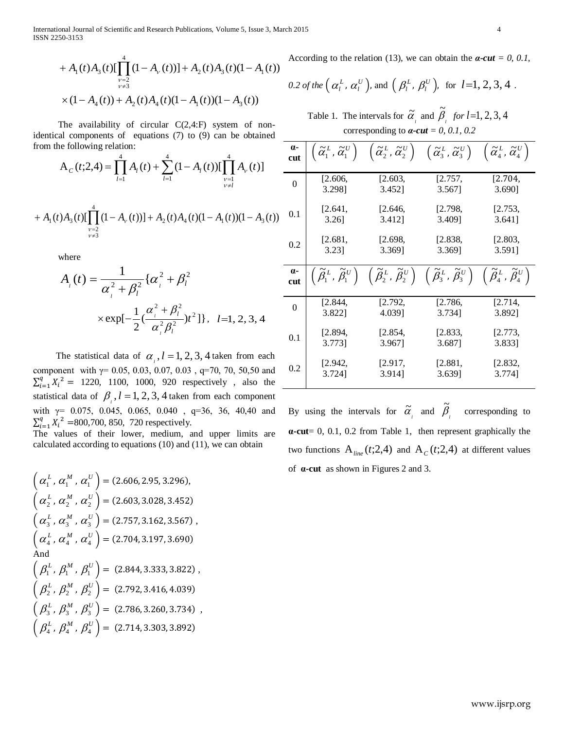$$+ A_1(t)A_3(t)[\prod_{\substack{\nu=2 \\ \nu\neq 3}}^{4}(1-A_\nu(t))] + A_2(t)A_3(t)(1-A_1(t))$$

$$\times(1-A_4(t)) + A_2(t)A_4(t)(1-A_1(t))(1-A_3(t))$$

The availability of circular C(2,4:F) system of non-identical components of equations (7) to (9) can be obtained from the following relation:

$$\mathrm{A}_C(t;2,4) = \prod_{l=1}^{4} A_l(t) + \sum_{l=1}^{4}(1-A_l(t))[\prod_{\substack{\nu=1 \\ \nu\neq l}}^{4} A_\nu(t)]$$

$$+ A_1(t)A_3(t)[\prod_{\substack{\nu=2 \\ \nu\neq 3}}^{4}(1-A_\nu(t))] + A_2(t)A_4(t)(1-A_1(t))(1-A_3(t))$$

where

$$A_l(t) = \frac{1}{\alpha_l^2+\beta_l^2}\{\alpha_l^2+\beta_l^2$$

$$\times \exp[-\frac{1}{2}(\frac{\alpha_l^2+\beta_l^2}{\alpha_l^2\beta_l^2})t^2]\}, \quad l=1,2,3,4$$

The statistical data of $\alpha_l, l=1,2,3,4$ taken from each component with γ= 0.05, 0.03, 0.07, 0.03 , q=70, 70, 50,50 and $\sum_{i=1}^{q} X_i^2 =$ 1220, 1100, 1000, 920 respectively , also the statistical data of $\beta_l, l=1,2,3,4$ taken from each component with γ= 0.075, 0.045, 0.065, 0.040 , q=36, 36, 40,40 and $\sum_{i=1}^{q} X_i^2$ =800,700, 850, 720 respectively.
The values of their lower, medium, and upper limits are calculated according to equations (10) and (11), we can obtain

$$\left(\alpha_1^L, \alpha_1^M, \alpha_1^U\right) = (2.606, 2.95, 3.296),$$
$$\left(\alpha_2^L, \alpha_2^M, \alpha_2^U\right) = (2.603, 3.028, 3.452)$$
$$\left(\alpha_3^L, \alpha_3^M, \alpha_3^U\right) = (2.757, 3.162, 3.567),$$
$$\left(\alpha_4^L, \alpha_4^M, \alpha_4^U\right) = (2.704, 3.197, 3.690)$$

And

$$\left(\beta_1^L, \beta_1^M, \beta_1^U\right) = (2.844, 3.333, 3.822),$$
$$\left(\beta_2^L, \beta_2^M, \beta_2^U\right) = (2.792, 3.416, 4.039)$$
$$\left(\beta_3^L, \beta_3^M, \beta_3^U\right) = (2.786, 3.260, 3.734),$$
$$\left(\beta_4^L, \beta_4^M, \beta_4^U\right) = (2.714, 3.303, 3.892)$$

According to the relation (13), we can obtain the ***α-cut** = 0, 0.1, 0.2* of the $\left(\alpha_l^L, \alpha_l^U\right)$, and $\left(\beta_l^L, \beta_l^U\right)$, for $l=1,2,3,4$ .

Table 1. The intervals for $\tilde{\alpha}_l$ and $\tilde{\beta}_l$ *for* $l=1,2,3,4$ corresponding to ***α-cut** = 0, 0.1, 0.2*

| **α-cut** | $\left(\tilde{\alpha}_1^L, \tilde{\alpha}_1^U\right)$ | $\left(\tilde{\alpha}_2^L, \tilde{\alpha}_2^U\right)$ | $\left(\tilde{\alpha}_3^L, \tilde{\alpha}_3^U\right)$ | $\left(\tilde{\alpha}_4^L, \tilde{\alpha}_4^U\right)$ |
|---|---|---|---|---|
| 0 | [2.606, 3.298] | [2.603, 3.452] | [2.757, 3.567] | [2.704, 3.690] |
| 0.1 | [2.641, 3.26] | [2.646, 3.412] | [2.798, 3.409] | [2.753, 3.641] |
| 0.2 | [2.681, 3.23] | [2.698, 3.369] | [2.838, 3.369] | [2.803, 3.591] |
| **α-cut** | $\left(\tilde{\beta}_1^L, \tilde{\beta}_1^U\right)$ | $\left(\tilde{\beta}_2^L, \tilde{\beta}_2^U\right)$ | $\left(\tilde{\beta}_3^L, \tilde{\beta}_3^U\right)$ | $\left(\tilde{\beta}_4^L, \tilde{\beta}_4^U\right)$ |
| 0 | [2.844, 3.822] | [2.792, 4.039] | [2.786, 3.734] | [2.714, 3.892] |
| 0.1 | [2.894, 3.773] | [2.854, 3.967] | [2.833, 3.687] | [2.773, 3.833] |
| 0.2 | [2.942, 3.724] | [2.917, 3.914] | [2.881, 3.639] | [2.832, 3.774] |

By using the intervals for $\tilde{\alpha}_l$ and $\tilde{\beta}_l$ corresponding to **α-cut**= 0, 0.1, 0.2 from Table 1, then represent graphically the two functions $\mathrm{A}_{line}(t;2,4)$ and $\mathrm{A}_C(t;2,4)$ at different values of **α-cut** as shown in Figures 2 and 3.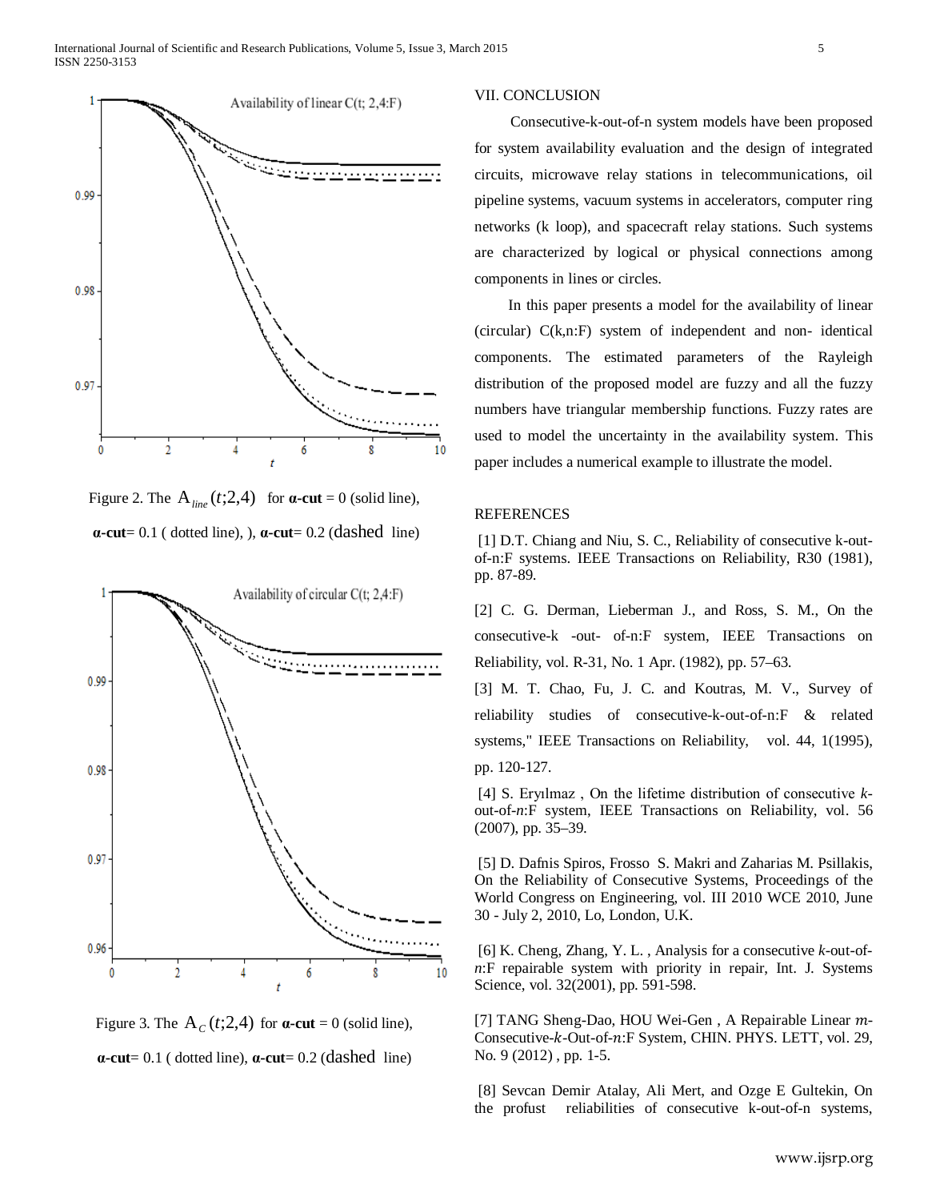Availability of linear C(t; 2,4:F)

Figure 2. The $A_{line}(t;2,4)$ for **α-cut** = 0 (solid line), **α-cut**= 0.1 ( dotted line), ), **α-cut**= 0.2 (dashed line)

Availability of circular C(t; 2,4:F)

Figure 3. The $A_C(t;2,4)$ for **α-cut** = 0 (solid line), **α-cut**= 0.1 ( dotted line), **α-cut**= 0.2 (dashed line)

## VII. CONCLUSION

Consecutive-k-out-of-n system models have been proposed for system availability evaluation and the design of integrated circuits, microwave relay stations in telecommunications, oil pipeline systems, vacuum systems in accelerators, computer ring networks (k loop), and spacecraft relay stations. Such systems are characterized by logical or physical connections among components in lines or circles.

In this paper presents a model for the availability of linear (circular) C(k,n:F) system of independent and non- identical components. The estimated parameters of the Rayleigh distribution of the proposed model are fuzzy and all the fuzzy numbers have triangular membership functions. Fuzzy rates are used to model the uncertainty in the availability system. This paper includes a numerical example to illustrate the model.

## REFERENCES

[1] D.T. Chiang and Niu, S. C., Reliability of consecutive k-out-of-n:F systems. IEEE Transactions on Reliability, R30 (1981), pp. 87-89.

[2] C. G. Derman, Lieberman J., and Ross, S. M., On the consecutive-k -out- of-n:F system, IEEE Transactions on Reliability, vol. R-31, No. 1 Apr. (1982), pp. 57–63.

[3] M. T. Chao, Fu, J. C. and Koutras, M. V., Survey of reliability studies of consecutive-k-out-of-n:F & related systems," IEEE Transactions on Reliability, vol. 44, 1(1995), pp. 120-127.

[4] S. Eryılmaz , On the lifetime distribution of consecutive *k*-out-of-*n*:F system, IEEE Transactions on Reliability, vol. 56 (2007), pp. 35–39.

[5] D. Dafnis Spiros, Frosso S. Makri and Zaharias M. Psillakis, On the Reliability of Consecutive Systems, Proceedings of the World Congress on Engineering, vol. III 2010 WCE 2010, June 30 - July 2, 2010, Lo, London, U.K.

[6] K. Cheng, Zhang, Y. L. , Analysis for a consecutive *k*-out-of-*n*:F repairable system with priority in repair, Int. J. Systems Science, vol. 32(2001), pp. 591-598.

[7] TANG Sheng-Dao, HOU Wei-Gen , A Repairable Linear *m*-Consecutive-*k*-Out-of-*n*:F System, CHIN. PHYS. LETT, vol. 29, No. 9 (2012) , pp. 1-5.

[8] Sevcan Demir Atalay, Ali Mert, and Ozge E Gultekin, On the profust reliabilities of consecutive k-out-of-n systems,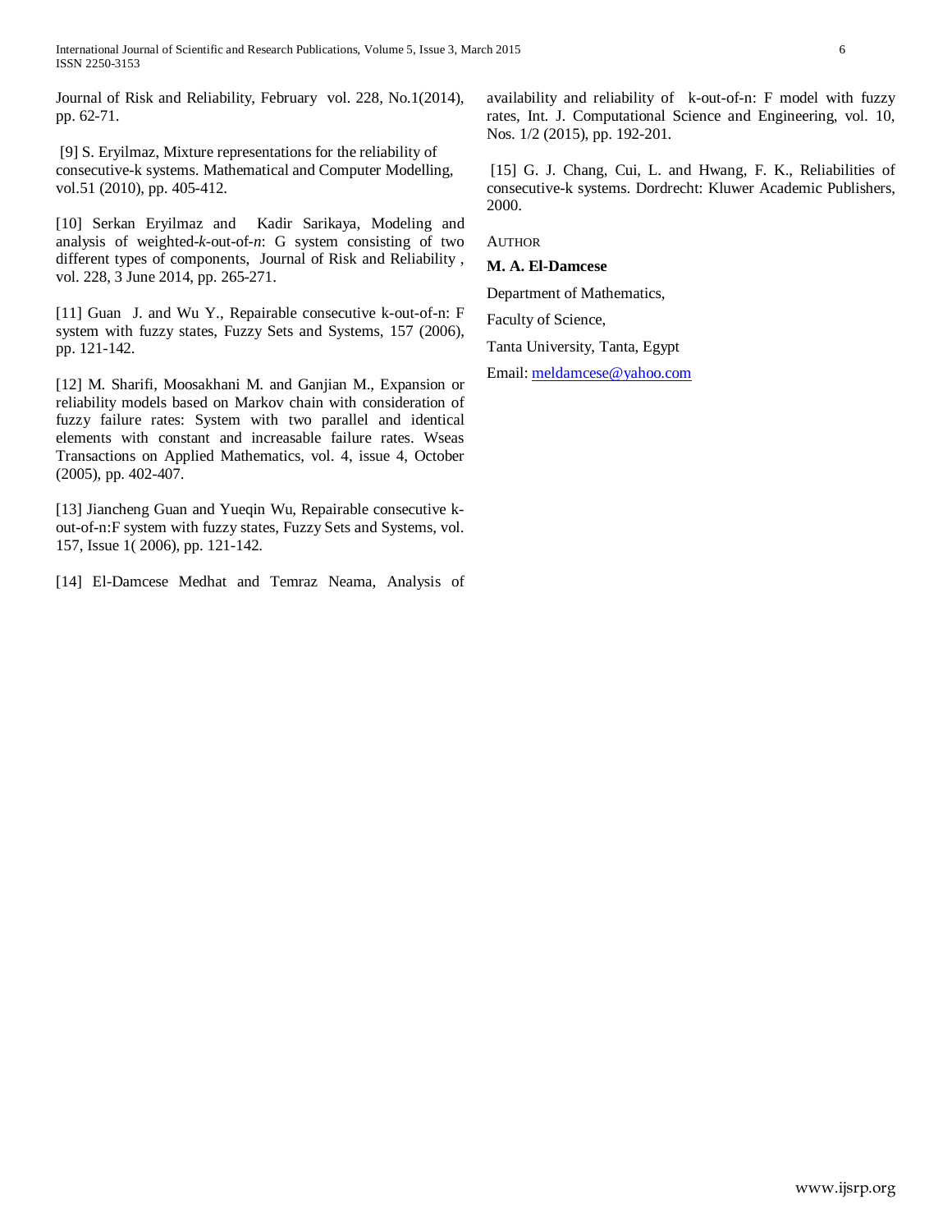Journal of Risk and Reliability, February vol. 228, No.1(2014), pp. 62-71.

[9] S. Eryilmaz, Mixture representations for the reliability of consecutive-k systems. Mathematical and Computer Modelling, vol.51 (2010), pp. 405-412.

[10] Serkan Eryilmaz and Kadir Sarikaya, Modeling and analysis of weighted-*k*-out-of-*n*: G system consisting of two different types of components, Journal of Risk and Reliability , vol. 228, 3 June 2014, pp. 265-271.

[11] Guan J. and Wu Y., Repairable consecutive k-out-of-n: F system with fuzzy states, Fuzzy Sets and Systems, 157 (2006), pp. 121-142.

[12] M. Sharifi, Moosakhani M. and Ganjian M., Expansion or reliability models based on Markov chain with consideration of fuzzy failure rates: System with two parallel and identical elements with constant and increasable failure rates. Wseas Transactions on Applied Mathematics, vol. 4, issue 4, October (2005), pp. 402-407.

[13] Jiancheng Guan and Yueqin Wu, Repairable consecutive k-out-of-n:F system with fuzzy states, Fuzzy Sets and Systems, vol. 157, Issue 1( 2006), pp. 121-142.

[14] El-Damcese Medhat and Temraz Neama, Analysis of availability and reliability of k-out-of-n: F model with fuzzy rates, Int. J. Computational Science and Engineering, vol. 10, Nos. 1/2 (2015), pp. 192-201.

[15] G. J. Chang, Cui, L. and Hwang, F. K., Reliabilities of consecutive-k systems. Dordrecht: Kluwer Academic Publishers, 2000.

AUTHOR

**M. A. El-Damcese**

Department of Mathematics,

Faculty of Science,

Tanta University, Tanta, Egypt

Email: meldamcese@yahoo.com